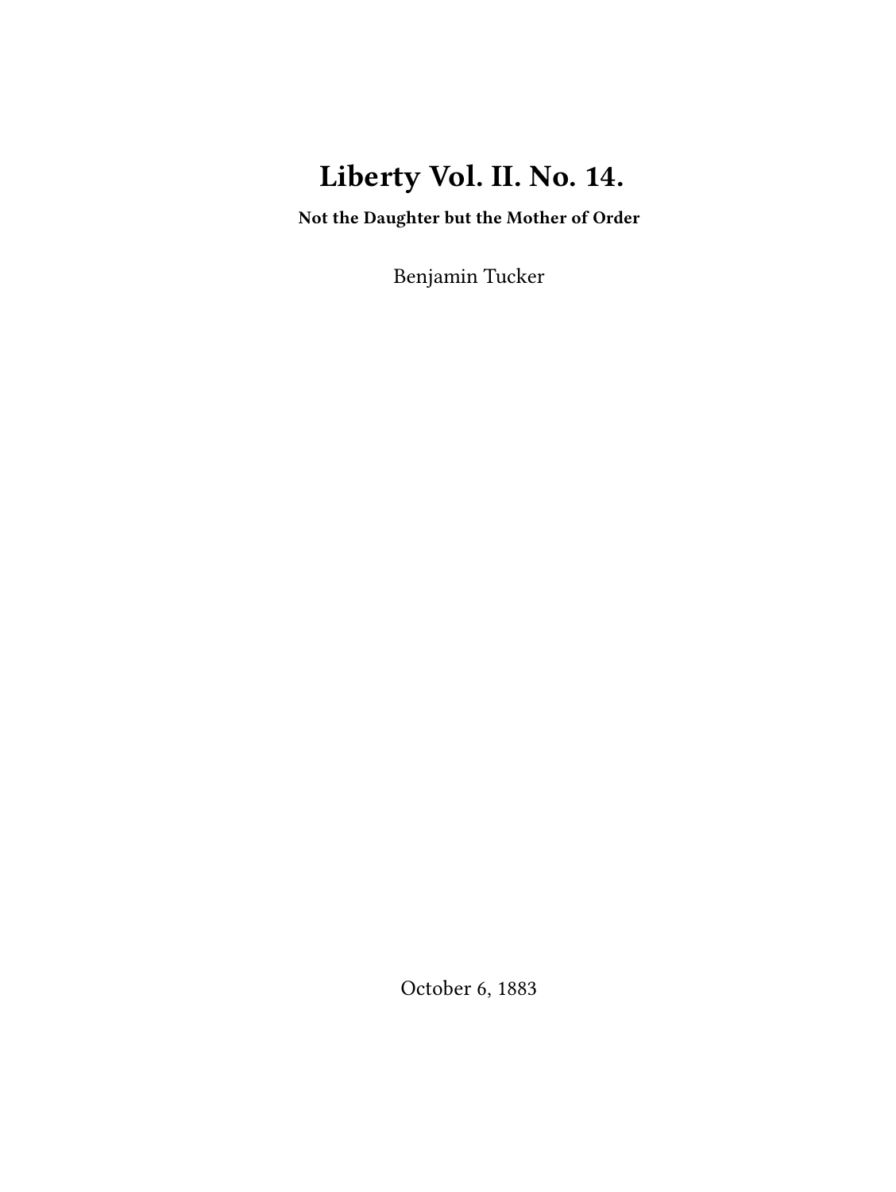# Liberty Vol. II. No. 14.

**Not the Daughter but the Mother of Order**

Benjamin Tucker

October 6, 1883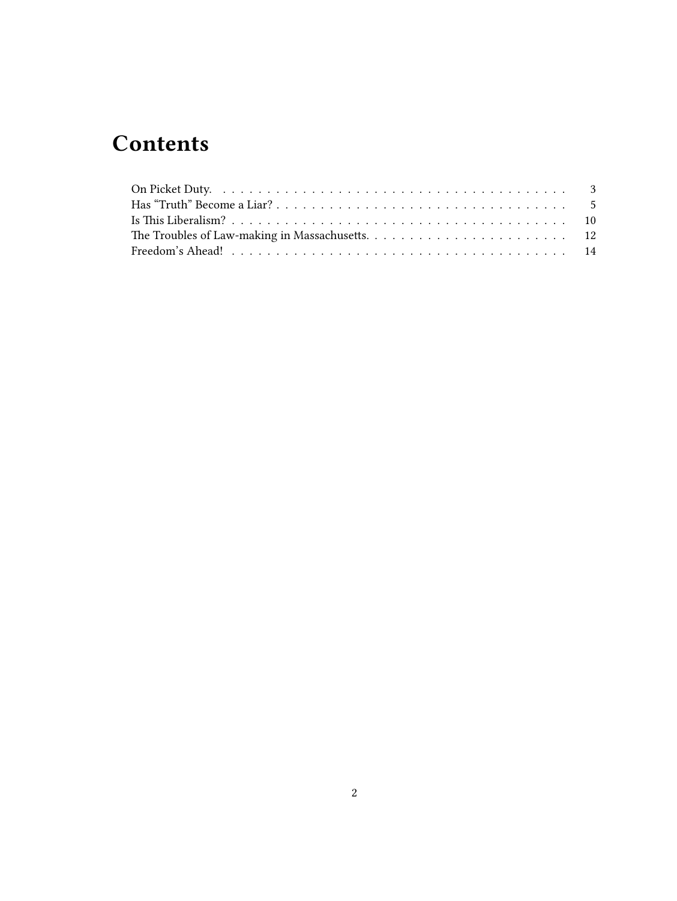# Contents

- On Picket Duty. 3
- Has "Truth" Become a Liar? 5
- Is This Liberalism? 10
- The Troubles of Law-making in Massachusetts. 12
- Freedom's Ahead! 14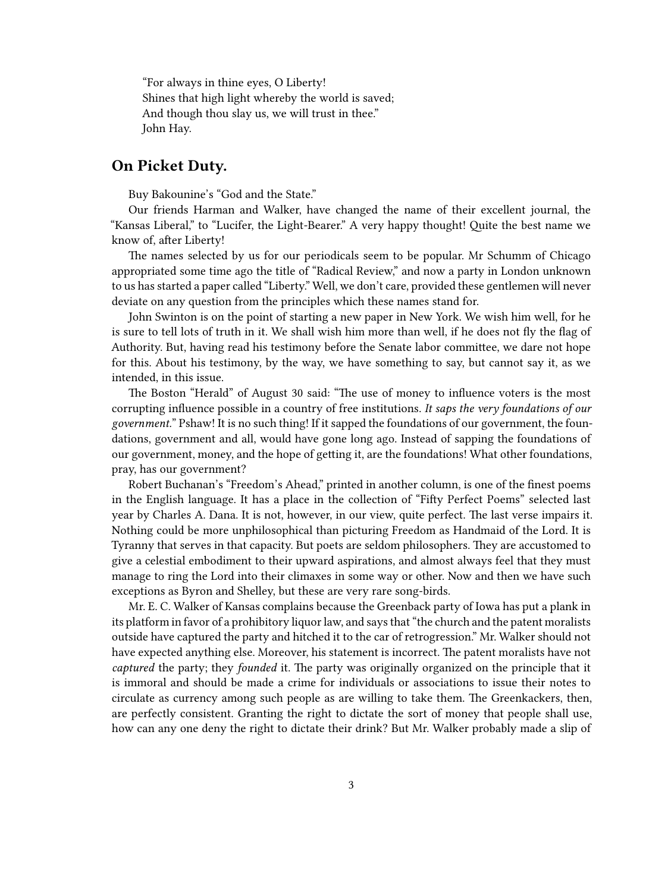"For always in thine eyes, O Liberty!  
Shines that high light whereby the world is saved;  
And though thou slay us, we will trust in thee."  
John Hay.

## On Picket Duty.

Buy Bakounine's "God and the State."

Our friends Harman and Walker, have changed the name of their excellent journal, the "Kansas Liberal," to "Lucifer, the Light-Bearer." A very happy thought! Quite the best name we know of, after Liberty!

The names selected by us for our periodicals seem to be popular. Mr Schumm of Chicago appropriated some time ago the title of "Radical Review," and now a party in London unknown to us has started a paper called "Liberty." Well, we don't care, provided these gentlemen will never deviate on any question from the principles which these names stand for.

John Swinton is on the point of starting a new paper in New York. We wish him well, for he is sure to tell lots of truth in it. We shall wish him more than well, if he does not fly the flag of Authority. But, having read his testimony before the Senate labor committee, we dare not hope for this. About his testimony, by the way, we have something to say, but cannot say it, as we intended, in this issue.

The Boston "Herald" of August 30 said: "The use of money to influence voters is the most corrupting influence possible in a country of free institutions. *It saps the very foundations of our government.*" Pshaw! It is no such thing! If it sapped the foundations of our government, the foundations, government and all, would have gone long ago. Instead of sapping the foundations of our government, money, and the hope of getting it, are the foundations! What other foundations, pray, has our government?

Robert Buchanan's "Freedom's Ahead," printed in another column, is one of the finest poems in the English language. It has a place in the collection of "Fifty Perfect Poems" selected last year by Charles A. Dana. It is not, however, in our view, quite perfect. The last verse impairs it. Nothing could be more unphilosophical than picturing Freedom as Handmaid of the Lord. It is Tyranny that serves in that capacity. But poets are seldom philosophers. They are accustomed to give a celestial embodiment to their upward aspirations, and almost always feel that they must manage to ring the Lord into their climaxes in some way or other. Now and then we have such exceptions as Byron and Shelley, but these are very rare song-birds.

Mr. E. C. Walker of Kansas complains because the Greenback party of Iowa has put a plank in its platform in favor of a prohibitory liquor law, and says that "the church and the patent moralists outside have captured the party and hitched it to the car of retrogression." Mr. Walker should not have expected anything else. Moreover, his statement is incorrect. The patent moralists have not *captured* the party; they *founded* it. The party was originally organized on the principle that it is immoral and should be made a crime for individuals or associations to issue their notes to circulate as currency among such people as are willing to take them. The Greenkackers, then, are perfectly consistent. Granting the right to dictate the sort of money that people shall use, how can any one deny the right to dictate their drink? But Mr. Walker probably made a slip of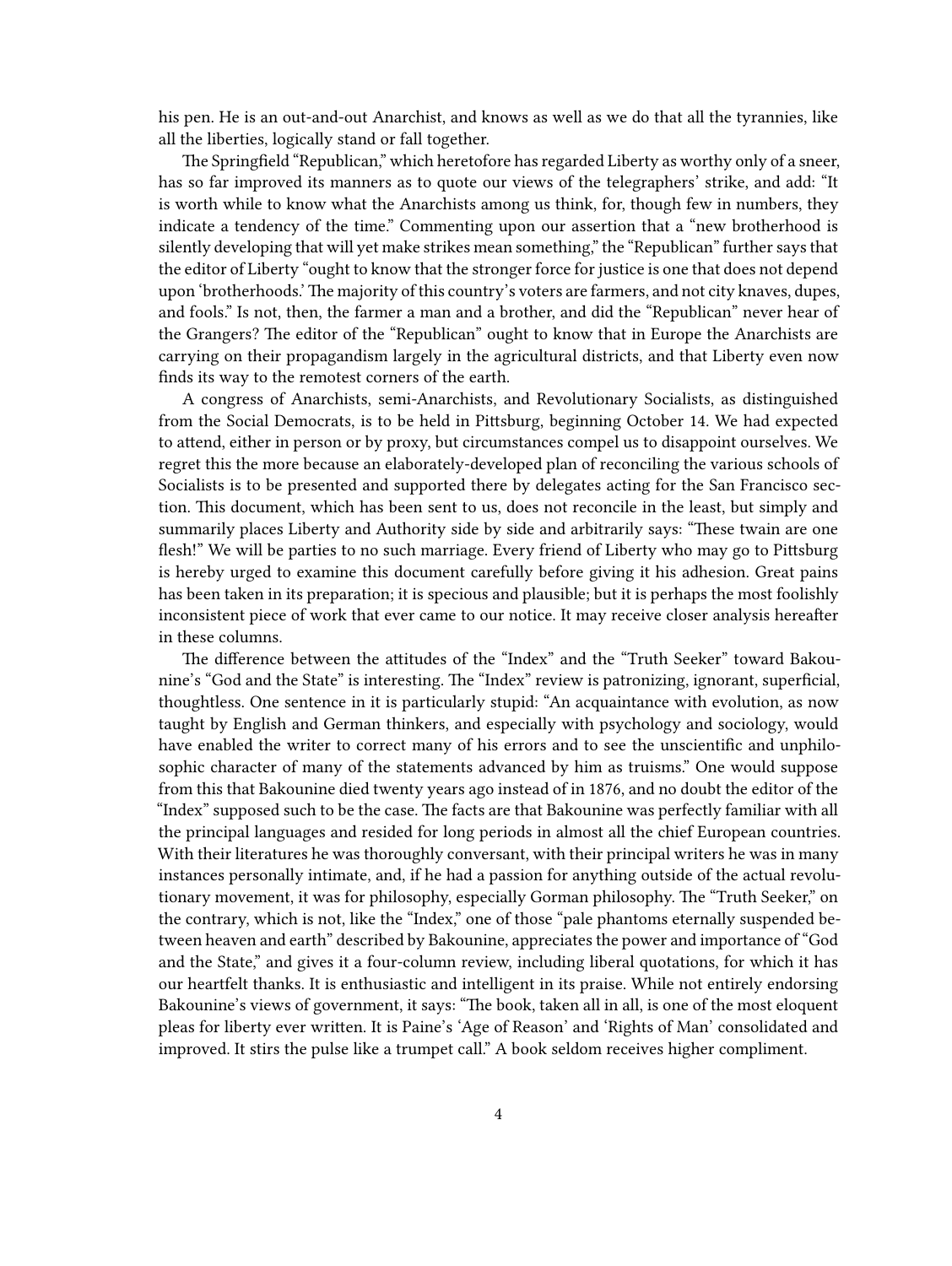his pen. He is an out-and-out Anarchist, and knows as well as we do that all the tyrannies, like all the liberties, logically stand or fall together.

The Springfield "Republican," which heretofore has regarded Liberty as worthy only of a sneer, has so far improved its manners as to quote our views of the telegraphers' strike, and add: "It is worth while to know what the Anarchists among us think, for, though few in numbers, they indicate a tendency of the time." Commenting upon our assertion that a "new brotherhood is silently developing that will yet make strikes mean something," the "Republican" further says that the editor of Liberty "ought to know that the stronger force for justice is one that does not depend upon 'brotherhoods.' The majority of this country's voters are farmers, and not city knaves, dupes, and fools." Is not, then, the farmer a man and a brother, and did the "Republican" never hear of the Grangers? The editor of the "Republican" ought to know that in Europe the Anarchists are carrying on their propagandism largely in the agricultural districts, and that Liberty even now finds its way to the remotest corners of the earth.

A congress of Anarchists, semi-Anarchists, and Revolutionary Socialists, as distinguished from the Social Democrats, is to be held in Pittsburg, beginning October 14. We had expected to attend, either in person or by proxy, but circumstances compel us to disappoint ourselves. We regret this the more because an elaborately-developed plan of reconciling the various schools of Socialists is to be presented and supported there by delegates acting for the San Francisco section. This document, which has been sent to us, does not reconcile in the least, but simply and summarily places Liberty and Authority side by side and arbitrarily says: "These twain are one flesh!" We will be parties to no such marriage. Every friend of Liberty who may go to Pittsburg is hereby urged to examine this document carefully before giving it his adhesion. Great pains has been taken in its preparation; it is specious and plausible; but it is perhaps the most foolishly inconsistent piece of work that ever came to our notice. It may receive closer analysis hereafter in these columns.

The difference between the attitudes of the "Index" and the "Truth Seeker" toward Bakounine's "God and the State" is interesting. The "Index" review is patronizing, ignorant, superficial, thoughtless. One sentence in it is particularly stupid: "An acquaintance with evolution, as now taught by English and German thinkers, and especially with psychology and sociology, would have enabled the writer to correct many of his errors and to see the unscientific and unphilosophic character of many of the statements advanced by him as truisms." One would suppose from this that Bakounine died twenty years ago instead of in 1876, and no doubt the editor of the "Index" supposed such to be the case. The facts are that Bakounine was perfectly familiar with all the principal languages and resided for long periods in almost all the chief European countries. With their literatures he was thoroughly conversant, with their principal writers he was in many instances personally intimate, and, if he had a passion for anything outside of the actual revolutionary movement, it was for philosophy, especially Gorman philosophy. The "Truth Seeker," on the contrary, which is not, like the "Index," one of those "pale phantoms eternally suspended between heaven and earth" described by Bakounine, appreciates the power and importance of "God and the State," and gives it a four-column review, including liberal quotations, for which it has our heartfelt thanks. It is enthusiastic and intelligent in its praise. While not entirely endorsing Bakounine's views of government, it says: "The book, taken all in all, is one of the most eloquent pleas for liberty ever written. It is Paine's 'Age of Reason' and 'Rights of Man' consolidated and improved. It stirs the pulse like a trumpet call." A book seldom receives higher compliment.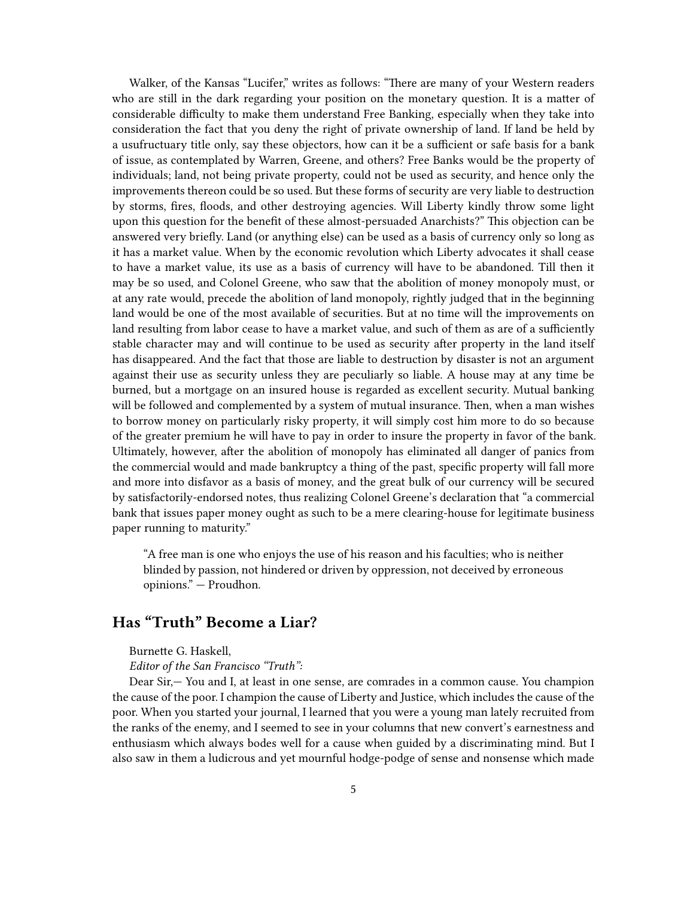Walker, of the Kansas "Lucifer," writes as follows: "There are many of your Western readers who are still in the dark regarding your position on the monetary question. It is a matter of considerable difficulty to make them understand Free Banking, especially when they take into consideration the fact that you deny the right of private ownership of land. If land be held by a usufructuary title only, say these objectors, how can it be a sufficient or safe basis for a bank of issue, as contemplated by Warren, Greene, and others? Free Banks would be the property of individuals; land, not being private property, could not be used as security, and hence only the improvements thereon could be so used. But these forms of security are very liable to destruction by storms, fires, floods, and other destroying agencies. Will Liberty kindly throw some light upon this question for the benefit of these almost-persuaded Anarchists?" This objection can be answered very briefly. Land (or anything else) can be used as a basis of currency only so long as it has a market value. When by the economic revolution which Liberty advocates it shall cease to have a market value, its use as a basis of currency will have to be abandoned. Till then it may be so used, and Colonel Greene, who saw that the abolition of money monopoly must, or at any rate would, precede the abolition of land monopoly, rightly judged that in the beginning land would be one of the most available of securities. But at no time will the improvements on land resulting from labor cease to have a market value, and such of them as are of a sufficiently stable character may and will continue to be used as security after property in the land itself has disappeared. And the fact that those are liable to destruction by disaster is not an argument against their use as security unless they are peculiarly so liable. A house may at any time be burned, but a mortgage on an insured house is regarded as excellent security. Mutual banking will be followed and complemented by a system of mutual insurance. Then, when a man wishes to borrow money on particularly risky property, it will simply cost him more to do so because of the greater premium he will have to pay in order to insure the property in favor of the bank. Ultimately, however, after the abolition of monopoly has eliminated all danger of panics from the commercial would and made bankruptcy a thing of the past, specific property will fall more and more into disfavor as a basis of money, and the great bulk of our currency will be secured by satisfactorily-endorsed notes, thus realizing Colonel Greene's declaration that "a commercial bank that issues paper money ought as such to be a mere clearing-house for legitimate business paper running to maturity."

> "A free man is one who enjoys the use of his reason and his faculties; who is neither blinded by passion, not hindered or driven by oppression, not deceived by erroneous opinions." — Proudhon.

## Has "Truth" Become a Liar?

Burnette G. Haskell,
*Editor of the San Francisco "Truth":*

Dear Sir,— You and I, at least in one sense, are comrades in a common cause. You champion the cause of the poor. I champion the cause of Liberty and Justice, which includes the cause of the poor. When you started your journal, I learned that you were a young man lately recruited from the ranks of the enemy, and I seemed to see in your columns that new convert's earnestness and enthusiasm which always bodes well for a cause when guided by a discriminating mind. But I also saw in them a ludicrous and yet mournful hodge-podge of sense and nonsense which made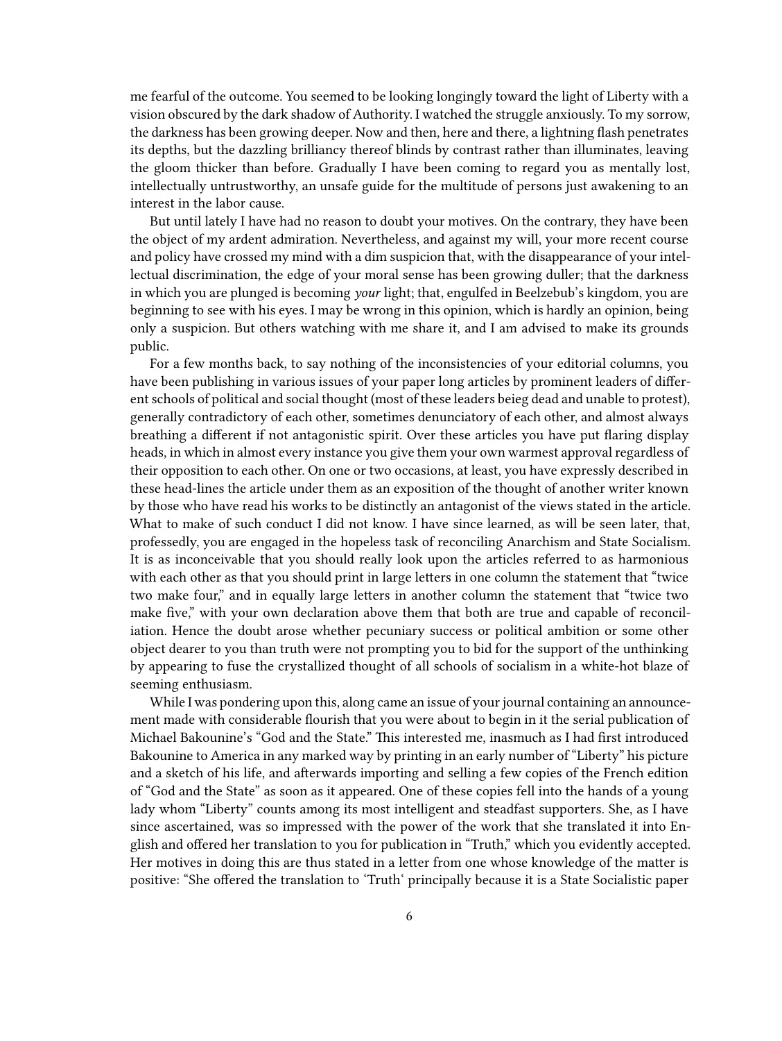me fearful of the outcome. You seemed to be looking longingly toward the light of Liberty with a vision obscured by the dark shadow of Authority. I watched the struggle anxiously. To my sorrow, the darkness has been growing deeper. Now and then, here and there, a lightning flash penetrates its depths, but the dazzling brilliancy thereof blinds by contrast rather than illuminates, leaving the gloom thicker than before. Gradually I have been coming to regard you as mentally lost, intellectually untrustworthy, an unsafe guide for the multitude of persons just awakening to an interest in the labor cause.

But until lately I have had no reason to doubt your motives. On the contrary, they have been the object of my ardent admiration. Nevertheless, and against my will, your more recent course and policy have crossed my mind with a dim suspicion that, with the disappearance of your intellectual discrimination, the edge of your moral sense has been growing duller; that the darkness in which you are plunged is becoming *your* light; that, engulfed in Beelzebub's kingdom, you are beginning to see with his eyes. I may be wrong in this opinion, which is hardly an opinion, being only a suspicion. But others watching with me share it, and I am advised to make its grounds public.

For a few months back, to say nothing of the inconsistencies of your editorial columns, you have been publishing in various issues of your paper long articles by prominent leaders of different schools of political and social thought (most of these leaders beieg dead and unable to protest), generally contradictory of each other, sometimes denunciatory of each other, and almost always breathing a different if not antagonistic spirit. Over these articles you have put flaring display heads, in which in almost every instance you give them your own warmest approval regardless of their opposition to each other. On one or two occasions, at least, you have expressly described in these head-lines the article under them as an exposition of the thought of another writer known by those who have read his works to be distinctly an antagonist of the views stated in the article. What to make of such conduct I did not know. I have since learned, as will be seen later, that, professedly, you are engaged in the hopeless task of reconciling Anarchism and State Socialism. It is as inconceivable that you should really look upon the articles referred to as harmonious with each other as that you should print in large letters in one column the statement that "twice two make four," and in equally large letters in another column the statement that "twice two make five," with your own declaration above them that both are true and capable of reconciliation. Hence the doubt arose whether pecuniary success or political ambition or some other object dearer to you than truth were not prompting you to bid for the support of the unthinking by appearing to fuse the crystallized thought of all schools of socialism in a white-hot blaze of seeming enthusiasm.

While I was pondering upon this, along came an issue of your journal containing an announcement made with considerable flourish that you were about to begin in it the serial publication of Michael Bakounine's "God and the State." This interested me, inasmuch as I had first introduced Bakounine to America in any marked way by printing in an early number of "Liberty" his picture and a sketch of his life, and afterwards importing and selling a few copies of the French edition of "God and the State" as soon as it appeared. One of these copies fell into the hands of a young lady whom "Liberty" counts among its most intelligent and steadfast supporters. She, as I have since ascertained, was so impressed with the power of the work that she translated it into English and offered her translation to you for publication in "Truth," which you evidently accepted. Her motives in doing this are thus stated in a letter from one whose knowledge of the matter is positive: "She offered the translation to 'Truth' principally because it is a State Socialistic paper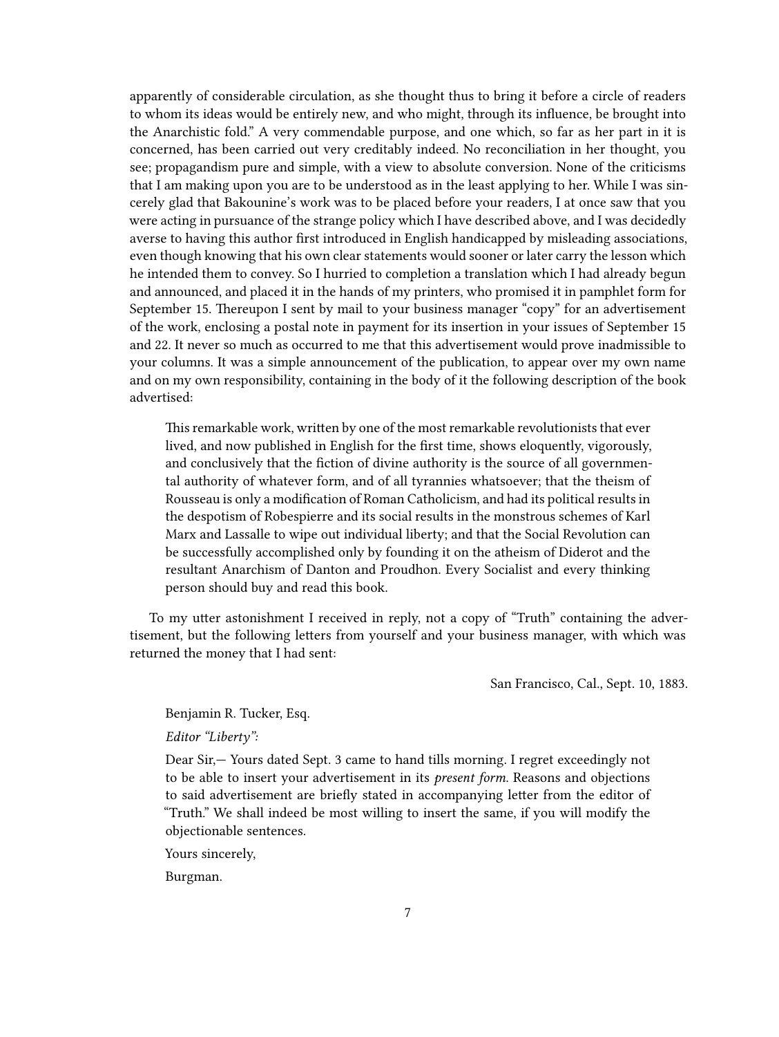apparently of considerable circulation, as she thought thus to bring it before a circle of readers to whom its ideas would be entirely new, and who might, through its influence, be brought into the Anarchistic fold." A very commendable purpose, and one which, so far as her part in it is concerned, has been carried out very creditably indeed. No reconciliation in her thought, you see; propagandism pure and simple, with a view to absolute conversion. None of the criticisms that I am making upon you are to be understood as in the least applying to her. While I was sincerely glad that Bakounine's work was to be placed before your readers, I at once saw that you were acting in pursuance of the strange policy which I have described above, and I was decidedly averse to having this author first introduced in English handicapped by misleading associations, even though knowing that his own clear statements would sooner or later carry the lesson which he intended them to convey. So I hurried to completion a translation which I had already begun and announced, and placed it in the hands of my printers, who promised it in pamphlet form for September 15. Thereupon I sent by mail to your business manager "copy" for an advertisement of the work, enclosing a postal note in payment for its insertion in your issues of September 15 and 22. It never so much as occurred to me that this advertisement would prove inadmissible to your columns. It was a simple announcement of the publication, to appear over my own name and on my own responsibility, containing in the body of it the following description of the book advertised:

> This remarkable work, written by one of the most remarkable revolutionists that ever lived, and now published in English for the first time, shows eloquently, vigorously, and conclusively that the fiction of divine authority is the source of all governmental authority of whatever form, and of all tyrannies whatsoever; that the theism of Rousseau is only a modification of Roman Catholicism, and had its political results in the despotism of Robespierre and its social results in the monstrous schemes of Karl Marx and Lassalle to wipe out individual liberty; and that the Social Revolution can be successfully accomplished only by founding it on the atheism of Diderot and the resultant Anarchism of Danton and Proudhon. Every Socialist and every thinking person should buy and read this book.

To my utter astonishment I received in reply, not a copy of "Truth" containing the advertisement, but the following letters from yourself and your business manager, with which was returned the money that I had sent:

San Francisco, Cal., Sept. 10, 1883.

> Benjamin R. Tucker, Esq.
>
> *Editor "Liberty":*
>
> Dear Sir,— Yours dated Sept. 3 came to hand tills morning. I regret exceedingly not to be able to insert your advertisement in its *present form*. Reasons and objections to said advertisement are briefly stated in accompanying letter from the editor of "Truth." We shall indeed be most willing to insert the same, if you will modify the objectionable sentences.
>
> Yours sincerely,
>
> Burgman.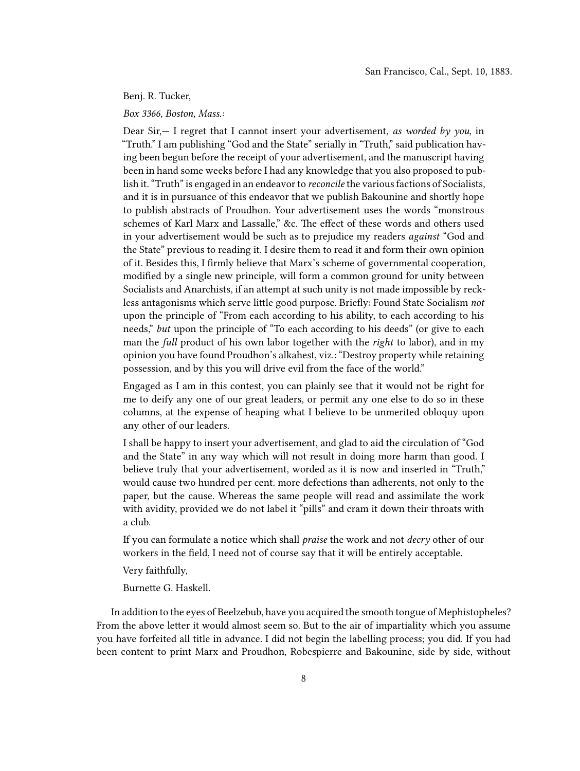San Francisco, Cal., Sept. 10, 1883.

Benj. R. Tucker,

*Box 3366, Boston, Mass.:*

Dear Sir,— I regret that I cannot insert your advertisement, *as worded by you*, in "Truth." I am publishing "God and the State" serially in "Truth," said publication having been begun before the receipt of your advertisement, and the manuscript having been in hand some weeks before I had any knowledge that you also proposed to publish it. "Truth" is engaged in an endeavor to *reconcile* the various factions of Socialists, and it is in pursuance of this endeavor that we publish Bakounine and shortly hope to publish abstracts of Proudhon. Your advertisement uses the words "monstrous schemes of Karl Marx and Lassalle," &c. The effect of these words and others used in your advertisement would be such as to prejudice my readers *against* "God and the State" previous to reading it. I desire them to read it and form their own opinion of it. Besides this, I firmly believe that Marx's scheme of governmental cooperation, modified by a single new principle, will form a common ground for unity between Socialists and Anarchists, if an attempt at such unity is not made impossible by reckless antagonisms which serve little good purpose. Briefly: Found State Socialism *not* upon the principle of "From each according to his ability, to each according to his needs," *but* upon the principle of "To each according to his deeds" (or give to each man the *full* product of his own labor together with the *right* to labor), and in my opinion you have found Proudhon's alkahest, viz.: "Destroy property while retaining possession, and by this you will drive evil from the face of the world."

Engaged as I am in this contest, you can plainly see that it would not be right for me to deify any one of our great leaders, or permit any one else to do so in these columns, at the expense of heaping what I believe to be unmerited obloquy upon any other of our leaders.

I shall be happy to insert your advertisement, and glad to aid the circulation of "God and the State" in any way which will not result in doing more harm than good. I believe truly that your advertisement, worded as it is now and inserted in "Truth," would cause two hundred per cent. more defections than adherents, not only to the paper, but the cause. Whereas the same people will read and assimilate the work with avidity, provided we do not label it "pills" and cram it down their throats with a club.

If you can formulate a notice which shall *praise* the work and not *decry* other of our workers in the field, I need not of course say that it will be entirely acceptable.

Very faithfully,

Burnette G. Haskell.

In addition to the eyes of Beelzebub, have you acquired the smooth tongue of Mephistopheles? From the above letter it would almost seem so. But to the air of impartiality which you assume you have forfeited all title in advance. I did not begin the labelling process; you did. If you had been content to print Marx and Proudhon, Robespierre and Bakounine, side by side, without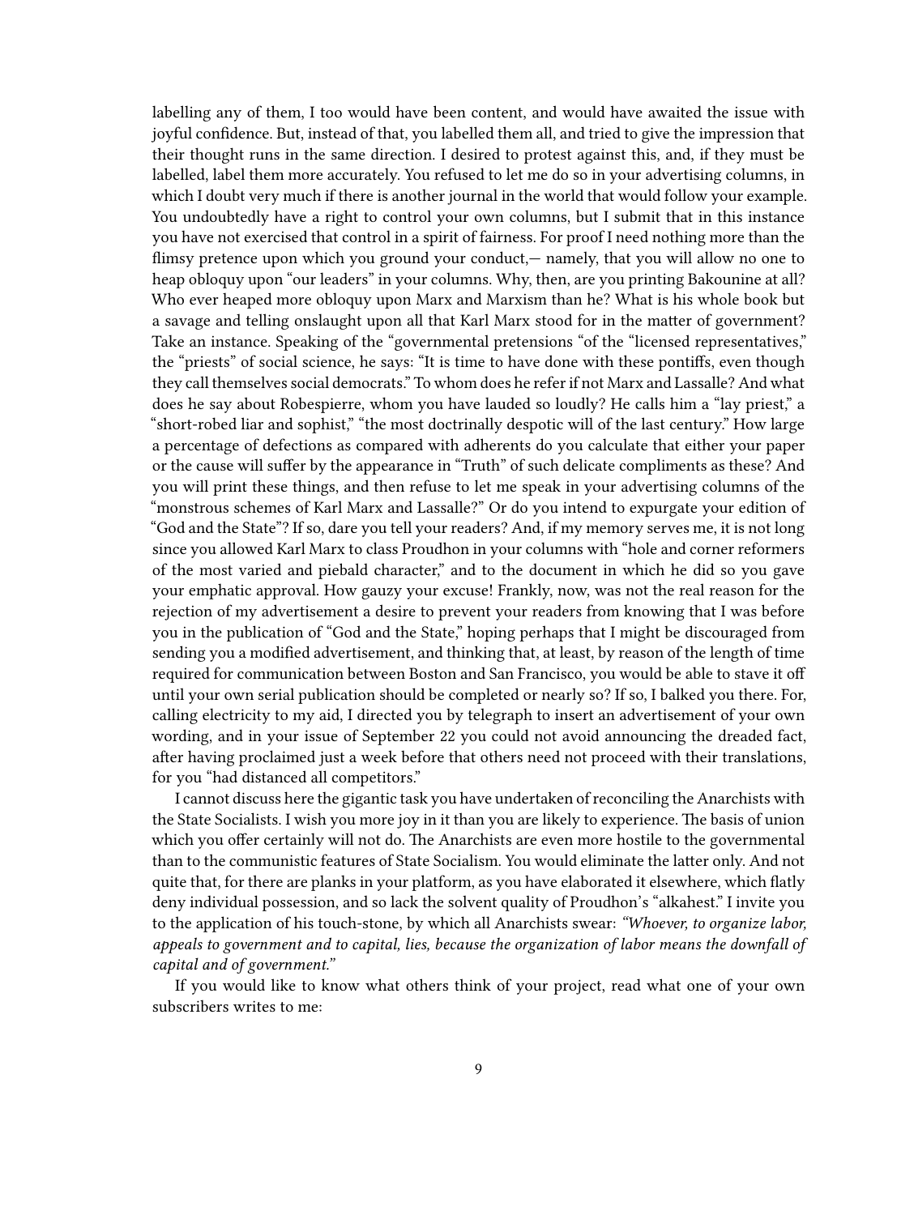labelling any of them, I too would have been content, and would have awaited the issue with joyful confidence. But, instead of that, you labelled them all, and tried to give the impression that their thought runs in the same direction. I desired to protest against this, and, if they must be labelled, label them more accurately. You refused to let me do so in your advertising columns, in which I doubt very much if there is another journal in the world that would follow your example. You undoubtedly have a right to control your own columns, but I submit that in this instance you have not exercised that control in a spirit of fairness. For proof I need nothing more than the flimsy pretence upon which you ground your conduct,— namely, that you will allow no one to heap obloquy upon "our leaders" in your columns. Why, then, are you printing Bakounine at all? Who ever heaped more obloquy upon Marx and Marxism than he? What is his whole book but a savage and telling onslaught upon all that Karl Marx stood for in the matter of government? Take an instance. Speaking of the "governmental pretensions "of the "licensed representatives," the "priests" of social science, he says: "It is time to have done with these pontiffs, even though they call themselves social democrats." To whom does he refer if not Marx and Lassalle? And what does he say about Robespierre, whom you have lauded so loudly? He calls him a "lay priest," a "short-robed liar and sophist," "the most doctrinally despotic will of the last century." How large a percentage of defections as compared with adherents do you calculate that either your paper or the cause will suffer by the appearance in "Truth" of such delicate compliments as these? And you will print these things, and then refuse to let me speak in your advertising columns of the "monstrous schemes of Karl Marx and Lassalle?" Or do you intend to expurgate your edition of "God and the State"? If so, dare you tell your readers? And, if my memory serves me, it is not long since you allowed Karl Marx to class Proudhon in your columns with "hole and corner reformers of the most varied and piebald character," and to the document in which he did so you gave your emphatic approval. How gauzy your excuse! Frankly, now, was not the real reason for the rejection of my advertisement a desire to prevent your readers from knowing that I was before you in the publication of "God and the State," hoping perhaps that I might be discouraged from sending you a modified advertisement, and thinking that, at least, by reason of the length of time required for communication between Boston and San Francisco, you would be able to stave it off until your own serial publication should be completed or nearly so? If so, I balked you there. For, calling electricity to my aid, I directed you by telegraph to insert an advertisement of your own wording, and in your issue of September 22 you could not avoid announcing the dreaded fact, after having proclaimed just a week before that others need not proceed with their translations, for you "had distanced all competitors."

I cannot discuss here the gigantic task you have undertaken of reconciling the Anarchists with the State Socialists. I wish you more joy in it than you are likely to experience. The basis of union which you offer certainly will not do. The Anarchists are even more hostile to the governmental than to the communistic features of State Socialism. You would eliminate the latter only. And not quite that, for there are planks in your platform, as you have elaborated it elsewhere, which flatly deny individual possession, and so lack the solvent quality of Proudhon's "alkahest." I invite you to the application of his touch-stone, by which all Anarchists swear: *"Whoever, to organize labor, appeals to government and to capital, lies, because the organization of labor means the downfall of capital and of government."*

If you would like to know what others think of your project, read what one of your own subscribers writes to me: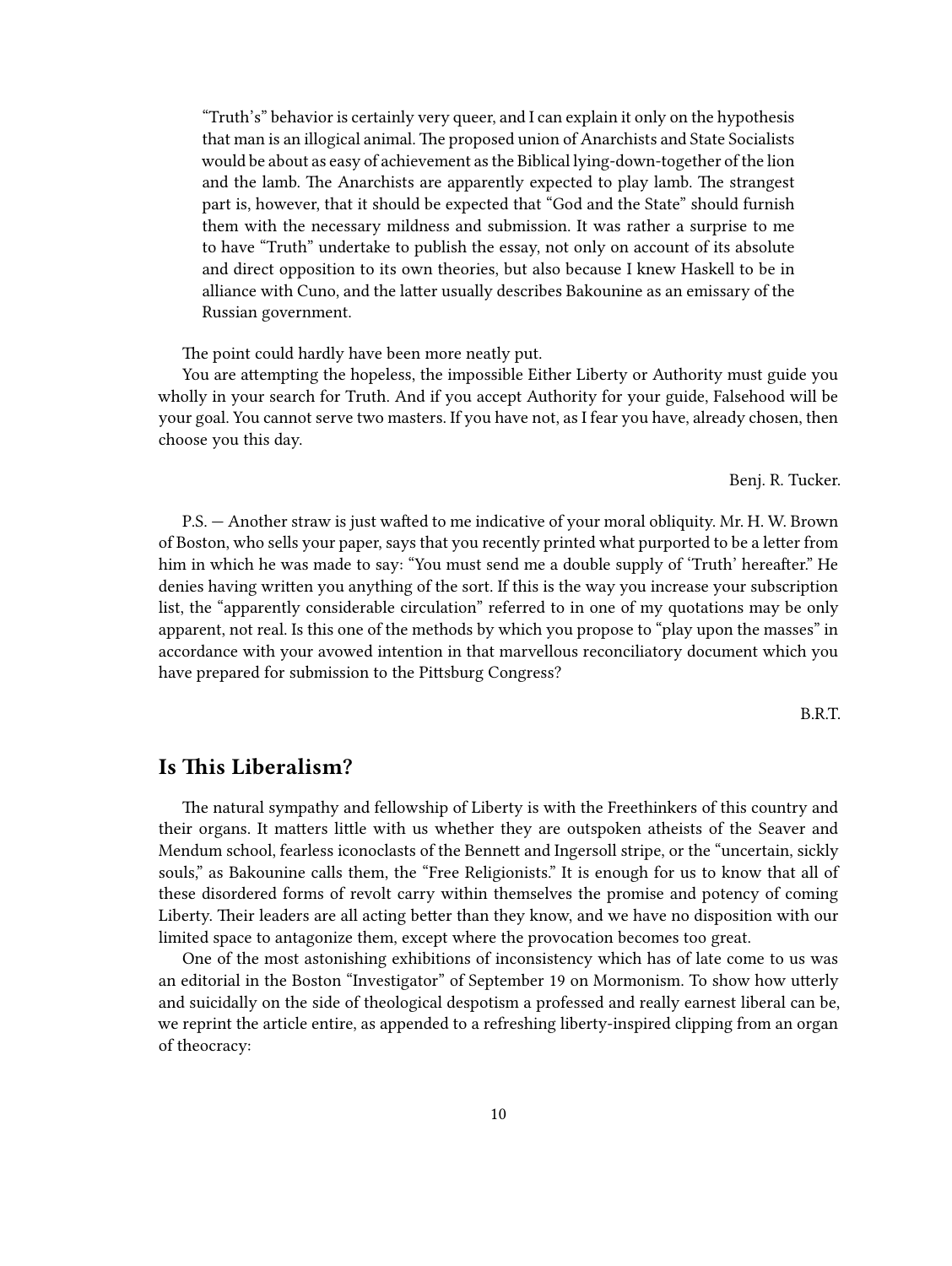> "Truth's" behavior is certainly very queer, and I can explain it only on the hypothesis that man is an illogical animal. The proposed union of Anarchists and State Socialists would be about as easy of achievement as the Biblical lying-down-together of the lion and the lamb. The Anarchists are apparently expected to play lamb. The strangest part is, however, that it should be expected that "God and the State" should furnish them with the necessary mildness and submission. It was rather a surprise to me to have "Truth" undertake to publish the essay, not only on account of its absolute and direct opposition to its own theories, but also because I knew Haskell to be in alliance with Cuno, and the latter usually describes Bakounine as an emissary of the Russian government.

The point could hardly have been more neatly put.

You are attempting the hopeless, the impossible Either Liberty or Authority must guide you wholly in your search for Truth. And if you accept Authority for your guide, Falsehood will be your goal. You cannot serve two masters. If you have not, as I fear you have, already chosen, then choose you this day.

Benj. R. Tucker.

P.S. — Another straw is just wafted to me indicative of your moral obliquity. Mr. H. W. Brown of Boston, who sells your paper, says that you recently printed what purported to be a letter from him in which he was made to say: "You must send me a double supply of 'Truth' hereafter." He denies having written you anything of the sort. If this is the way you increase your subscription list, the "apparently considerable circulation" referred to in one of my quotations may be only apparent, not real. Is this one of the methods by which you propose to "play upon the masses" in accordance with your avowed intention in that marvellous reconciliatory document which you have prepared for submission to the Pittsburg Congress?

B.R.T.

## Is This Liberalism?

The natural sympathy and fellowship of Liberty is with the Freethinkers of this country and their organs. It matters little with us whether they are outspoken atheists of the Seaver and Mendum school, fearless iconoclasts of the Bennett and Ingersoll stripe, or the "uncertain, sickly souls," as Bakounine calls them, the "Free Religionists." It is enough for us to know that all of these disordered forms of revolt carry within themselves the promise and potency of coming Liberty. Their leaders are all acting better than they know, and we have no disposition with our limited space to antagonize them, except where the provocation becomes too great.

One of the most astonishing exhibitions of inconsistency which has of late come to us was an editorial in the Boston "Investigator" of September 19 on Mormonism. To show how utterly and suicidally on the side of theological despotism a professed and really earnest liberal can be, we reprint the article entire, as appended to a refreshing liberty-inspired clipping from an organ of theocracy: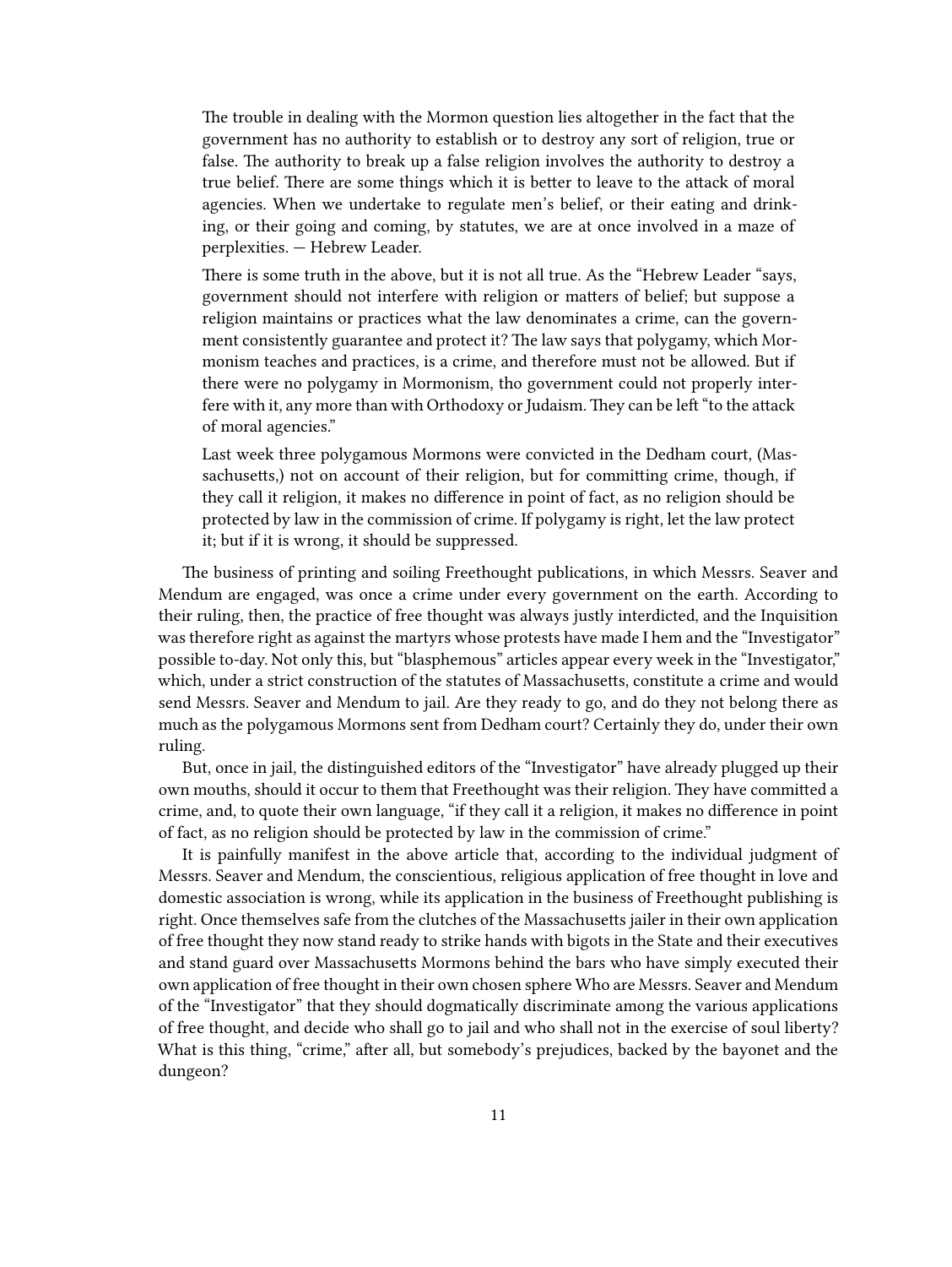> The trouble in dealing with the Mormon question lies altogether in the fact that the government has no authority to establish or to destroy any sort of religion, true or false. The authority to break up a false religion involves the authority to destroy a true belief. There are some things which it is better to leave to the attack of moral agencies. When we undertake to regulate men's belief, or their eating and drinking, or their going and coming, by statutes, we are at once involved in a maze of perplexities. — Hebrew Leader.
>
> There is some truth in the above, but it is not all true. As the "Hebrew Leader "says, government should not interfere with religion or matters of belief; but suppose a religion maintains or practices what the law denominates a crime, can the government consistently guarantee and protect it? The law says that polygamy, which Mormonism teaches and practices, is a crime, and therefore must not be allowed. But if there were no polygamy in Mormonism, tho government could not properly interfere with it, any more than with Orthodoxy or Judaism. They can be left "to the attack of moral agencies."
>
> Last week three polygamous Mormons were convicted in the Dedham court, (Massachusetts,) not on account of their religion, but for committing crime, though, if they call it religion, it makes no difference in point of fact, as no religion should be protected by law in the commission of crime. If polygamy is right, let the law protect it; but if it is wrong, it should be suppressed.

The business of printing and soiling Freethought publications, in which Messrs. Seaver and Mendum are engaged, was once a crime under every government on the earth. According to their ruling, then, the practice of free thought was always justly interdicted, and the Inquisition was therefore right as against the martyrs whose protests have made I hem and the "Investigator" possible to-day. Not only this, but "blasphemous" articles appear every week in the "Investigator," which, under a strict construction of the statutes of Massachusetts, constitute a crime and would send Messrs. Seaver and Mendum to jail. Are they ready to go, and do they not belong there as much as the polygamous Mormons sent from Dedham court? Certainly they do, under their own ruling.

But, once in jail, the distinguished editors of the "Investigator" have already plugged up their own mouths, should it occur to them that Freethought was their religion. They have committed a crime, and, to quote their own language, "if they call it a religion, it makes no difference in point of fact, as no religion should be protected by law in the commission of crime."

It is painfully manifest in the above article that, according to the individual judgment of Messrs. Seaver and Mendum, the conscientious, religious application of free thought in love and domestic association is wrong, while its application in the business of Freethought publishing is right. Once themselves safe from the clutches of the Massachusetts jailer in their own application of free thought they now stand ready to strike hands with bigots in the State and their executives and stand guard over Massachusetts Mormons behind the bars who have simply executed their own application of free thought in their own chosen sphere Who are Messrs. Seaver and Mendum of the "Investigator" that they should dogmatically discriminate among the various applications of free thought, and decide who shall go to jail and who shall not in the exercise of soul liberty? What is this thing, "crime," after all, but somebody's prejudices, backed by the bayonet and the dungeon?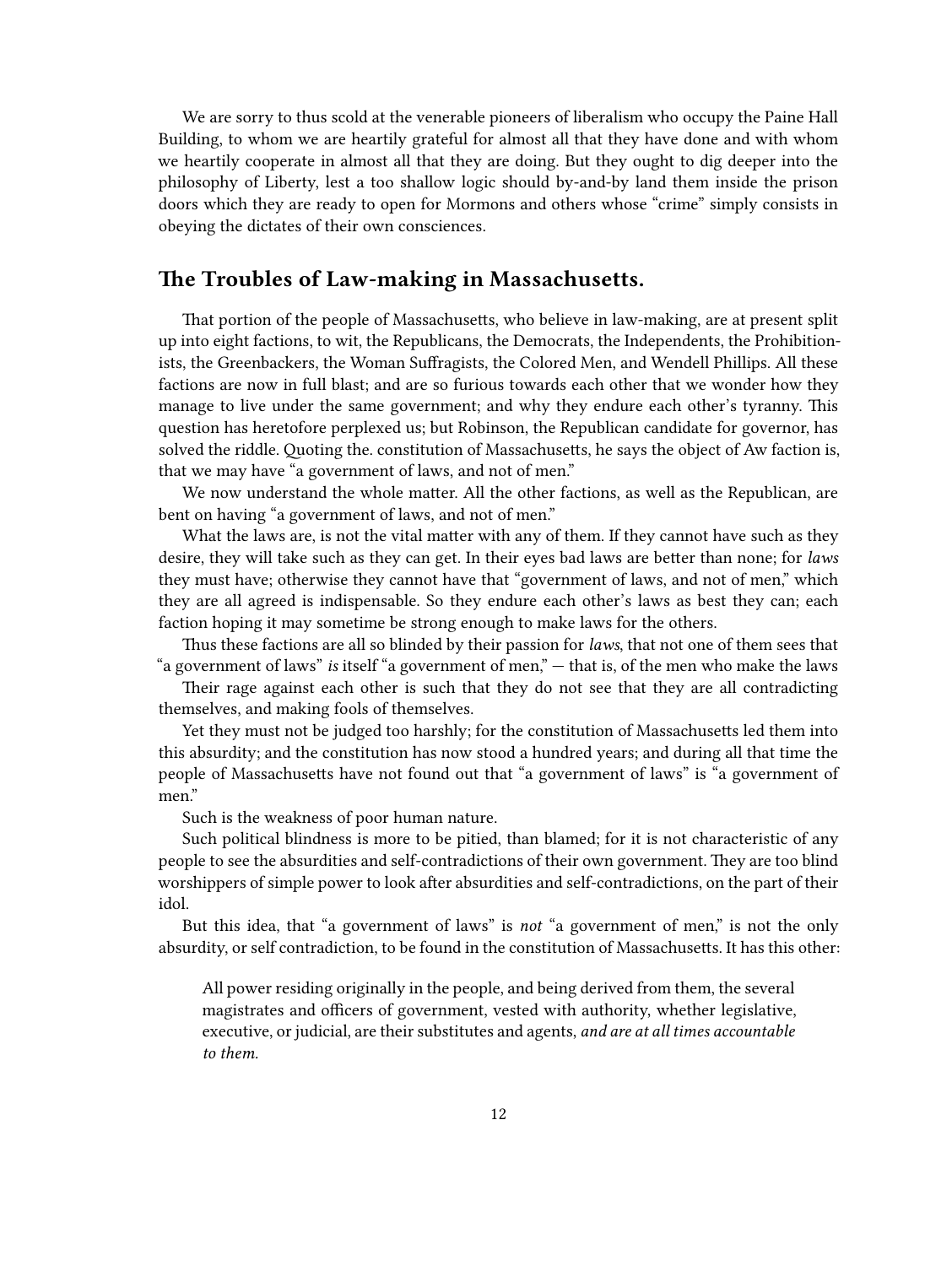We are sorry to thus scold at the venerable pioneers of liberalism who occupy the Paine Hall Building, to whom we are heartily grateful for almost all that they have done and with whom we heartily cooperate in almost all that they are doing. But they ought to dig deeper into the philosophy of Liberty, lest a too shallow logic should by-and-by land them inside the prison doors which they are ready to open for Mormons and others whose "crime" simply consists in obeying the dictates of their own consciences.

## The Troubles of Law-making in Massachusetts.

That portion of the people of Massachusetts, who believe in law-making, are at present split up into eight factions, to wit, the Republicans, the Democrats, the Independents, the Prohibitionists, the Greenbackers, the Woman Suffragists, the Colored Men, and Wendell Phillips. All these factions are now in full blast; and are so furious towards each other that we wonder how they manage to live under the same government; and why they endure each other's tyranny. This question has heretofore perplexed us; but Robinson, the Republican candidate for governor, has solved the riddle. Quoting the. constitution of Massachusetts, he says the object of Aw faction is, that we may have "a government of laws, and not of men."

We now understand the whole matter. All the other factions, as well as the Republican, are bent on having "a government of laws, and not of men."

What the laws are, is not the vital matter with any of them. If they cannot have such as they desire, they will take such as they can get. In their eyes bad laws are better than none; for *laws* they must have; otherwise they cannot have that "government of laws, and not of men," which they are all agreed is indispensable. So they endure each other's laws as best they can; each faction hoping it may sometime be strong enough to make laws for the others.

Thus these factions are all so blinded by their passion for *laws,* that not one of them sees that "a government of laws" *is* itself "a government of men," — that is, of the men who make the laws

Their rage against each other is such that they do not see that they are all contradicting themselves, and making fools of themselves.

Yet they must not be judged too harshly; for the constitution of Massachusetts led them into this absurdity; and the constitution has now stood a hundred years; and during all that time the people of Massachusetts have not found out that "a government of laws" is "a government of men."

Such is the weakness of poor human nature.

Such political blindness is more to be pitied, than blamed; for it is not characteristic of any people to see the absurdities and self-contradictions of their own government. They are too blind worshippers of simple power to look after absurdities and self-contradictions, on the part of their idol.

But this idea, that "a government of laws" is *not* "a government of men," is not the only absurdity, or self contradiction, to be found in the constitution of Massachusetts. It has this other:

> All power residing originally in the people, and being derived from them, the several magistrates and officers of government, vested with authority, whether legislative, executive, or judicial, are their substitutes and agents, *and are at all times accountable to them.*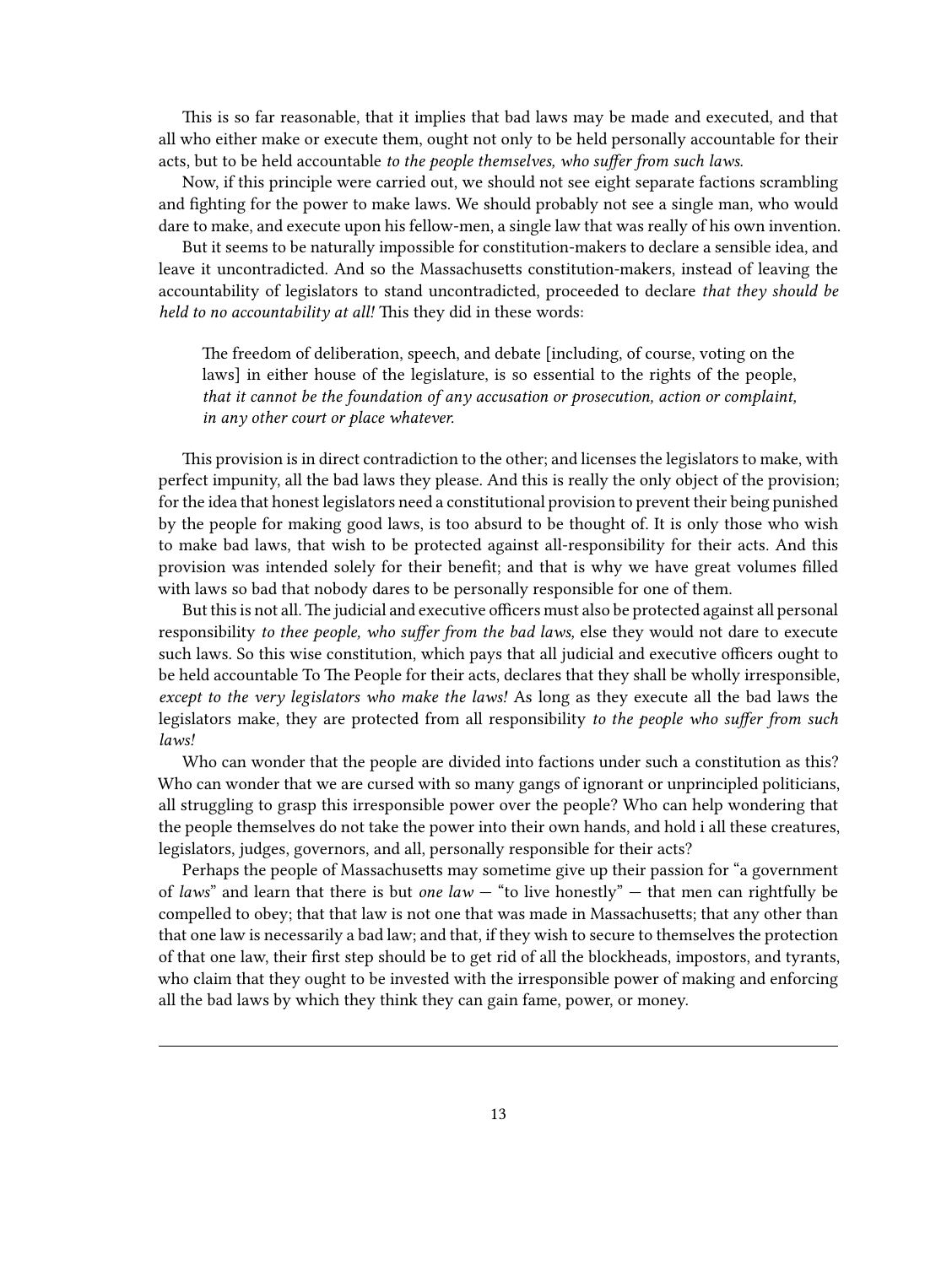This is so far reasonable, that it implies that bad laws may be made and executed, and that all who either make or execute them, ought not only to be held personally accountable for their acts, but to be held accountable *to the people themselves, who suffer from such laws.*

Now, if this principle were carried out, we should not see eight separate factions scrambling and fighting for the power to make laws. We should probably not see a single man, who would dare to make, and execute upon his fellow-men, a single law that was really of his own invention.

But it seems to be naturally impossible for constitution-makers to declare a sensible idea, and leave it uncontradicted. And so the Massachusetts constitution-makers, instead of leaving the accountability of legislators to stand uncontradicted, proceeded to declare *that they should be held to no accountability at all!* This they did in these words:

> The freedom of deliberation, speech, and debate [including, of course, voting on the laws] in either house of the legislature, is so essential to the rights of the people, *that it cannot be the foundation of any accusation or prosecution, action or complaint, in any other court or place whatever.*

This provision is in direct contradiction to the other; and licenses the legislators to make, with perfect impunity, all the bad laws they please. And this is really the only object of the provision; for the idea that honest legislators need a constitutional provision to prevent their being punished by the people for making good laws, is too absurd to be thought of. It is only those who wish to make bad laws, that wish to be protected against all-responsibility for their acts. And this provision was intended solely for their benefit; and that is why we have great volumes filled with laws so bad that nobody dares to be personally responsible for one of them.

But this is not all. The judicial and executive officers must also be protected against all personal responsibility *to thee people, who suffer from the bad laws,* else they would not dare to execute such laws. So this wise constitution, which pays that all judicial and executive officers ought to be held accountable To The People for their acts, declares that they shall be wholly irresponsible, *except to the very legislators who make the laws!* As long as they execute all the bad laws the legislators make, they are protected from all responsibility *to the people who suffer from such laws!*

Who can wonder that the people are divided into factions under such a constitution as this? Who can wonder that we are cursed with so many gangs of ignorant or unprincipled politicians, all struggling to grasp this irresponsible power over the people? Who can help wondering that the people themselves do not take the power into their own hands, and hold i all these creatures, legislators, judges, governors, and all, personally responsible for their acts?

Perhaps the people of Massachusetts may sometime give up their passion for "a government of *laws*" and learn that there is but *one law* — "to live honestly" — that men can rightfully be compelled to obey; that that law is not one that was made in Massachusetts; that any other than that one law is necessarily a bad law; and that, if they wish to secure to themselves the protection of that one law, their first step should be to get rid of all the blockheads, impostors, and tyrants, who claim that they ought to be invested with the irresponsible power of making and enforcing all the bad laws by which they think they can gain fame, power, or money.

---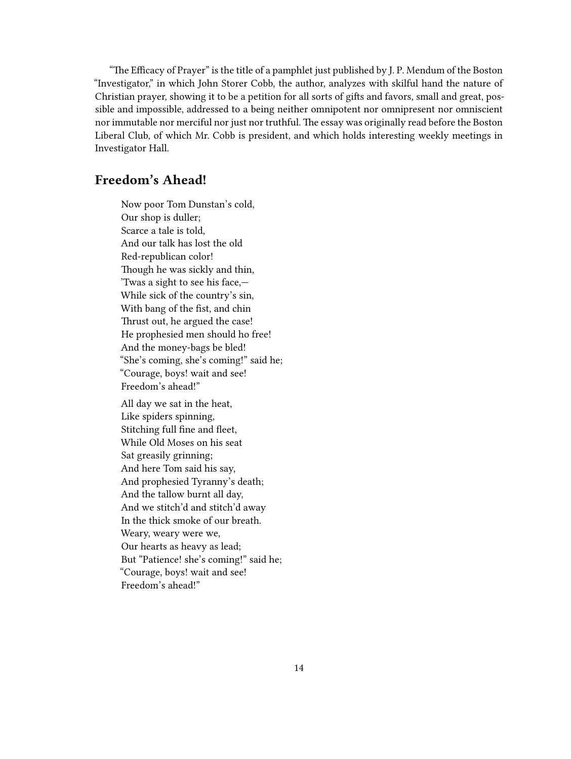"The Efficacy of Prayer" is the title of a pamphlet just published by J. P. Mendum of the Boston "Investigator," in which John Storer Cobb, the author, analyzes with skilful hand the nature of Christian prayer, showing it to be a petition for all sorts of gifts and favors, small and great, possible and impossible, addressed to a being neither omnipotent nor omnipresent nor omniscient nor immutable nor merciful nor just nor truthful. The essay was originally read before the Boston Liberal Club, of which Mr. Cobb is president, and which holds interesting weekly meetings in Investigator Hall.

## Freedom's Ahead!

Now poor Tom Dunstan's cold,  
Our shop is duller;  
Scarce a tale is told,  
And our talk has lost the old  
Red-republican color!  
Though he was sickly and thin,  
'Twas a sight to see his face,—  
While sick of the country's sin,  
With bang of the fist, and chin  
Thrust out, he argued the case!  
He prophesied men should ho free!  
And the money-bags be bled!  
"She's coming, she's coming!" said he;  
"Courage, boys! wait and see!  
Freedom's ahead!"

All day we sat in the heat,  
Like spiders spinning,  
Stitching full fine and fleet,  
While Old Moses on his seat  
Sat greasily grinning;  
And here Tom said his say,  
And prophesied Tyranny's death;  
And the tallow burnt all day,  
And we stitch'd and stitch'd away  
In the thick smoke of our breath.  
Weary, weary were we,  
Our hearts as heavy as lead;  
But "Patience! she's coming!" said he;  
"Courage, boys! wait and see!  
Freedom's ahead!"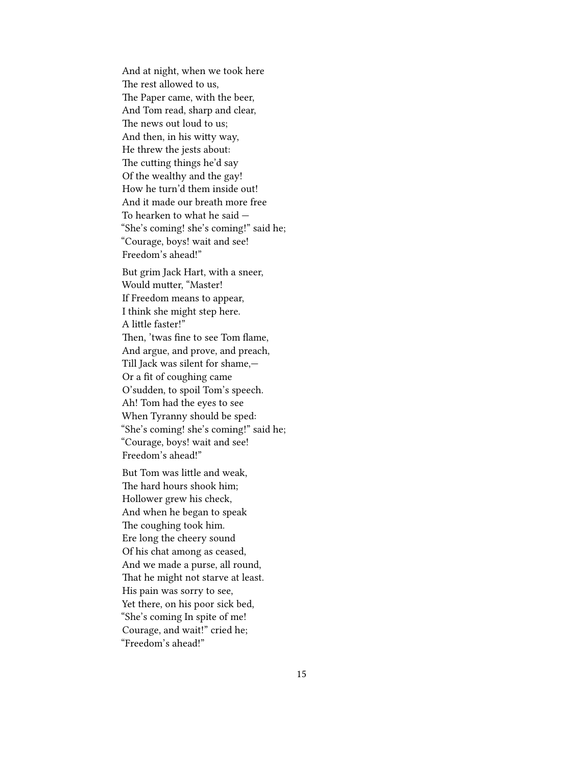And at night, when we took here  
The rest allowed to us,  
The Paper came, with the beer,  
And Tom read, sharp and clear,  
The news out loud to us;  
And then, in his witty way,  
He threw the jests about:  
The cutting things he'd say  
Of the wealthy and the gay!  
How he turn'd them inside out!  
And it made our breath more free  
To hearken to what he said —  
"She's coming! she's coming!" said he;  
"Courage, boys! wait and see!  
Freedom's ahead!"

But grim Jack Hart, with a sneer,  
Would mutter, "Master!  
If Freedom means to appear,  
I think she might step here.  
A little faster!"  
Then, 'twas fine to see Tom flame,  
And argue, and prove, and preach,  
Till Jack was silent for shame,—  
Or a fit of coughing came  
O'sudden, to spoil Tom's speech.  
Ah! Tom had the eyes to see  
When Tyranny should be sped:  
"She's coming! she's coming!" said he;  
"Courage, boys! wait and see!  
Freedom's ahead!"

But Tom was little and weak,  
The hard hours shook him;  
Hollower grew his check,  
And when he began to speak  
The coughing took him.  
Ere long the cheery sound  
Of his chat among as ceased,  
And we made a purse, all round,  
That he might not starve at least.  
His pain was sorry to see,  
Yet there, on his poor sick bed,  
"She's coming In spite of me!  
Courage, and wait!" cried he;  
"Freedom's ahead!"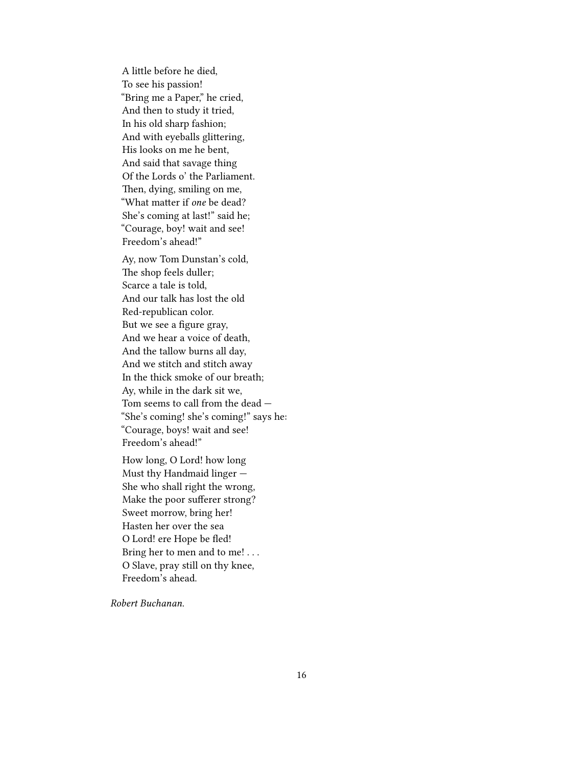A little before he died,
To see his passion!
“Bring me a Paper,” he cried,
And then to study it tried,
In his old sharp fashion;
And with eyeballs glittering,
His looks on me he bent,
And said that savage thing
Of the Lords o’ the Parliament.
Then, dying, smiling on me,
“What matter if *one* be dead?
She’s coming at last!” said he;
“Courage, boy! wait and see!
Freedom’s ahead!”

Ay, now Tom Dunstan’s cold,
The shop feels duller;
Scarce a tale is told,
And our talk has lost the old
Red-republican color.
But we see a figure gray,
And we hear a voice of death,
And the tallow burns all day,
And we stitch and stitch away
In the thick smoke of our breath;
Ay, while in the dark sit we,
Tom seems to call from the dead —
“She’s coming! she’s coming!” says he:
“Courage, boys! wait and see!
Freedom’s ahead!”

How long, O Lord! how long
Must thy Handmaid linger —
She who shall right the wrong,
Make the poor sufferer strong?
Sweet morrow, bring her!
Hasten her over the sea
O Lord! ere Hope be fled!
Bring her to men and to me! . . .
O Slave, pray still on thy knee,
Freedom’s ahead.

*Robert Buchanan.*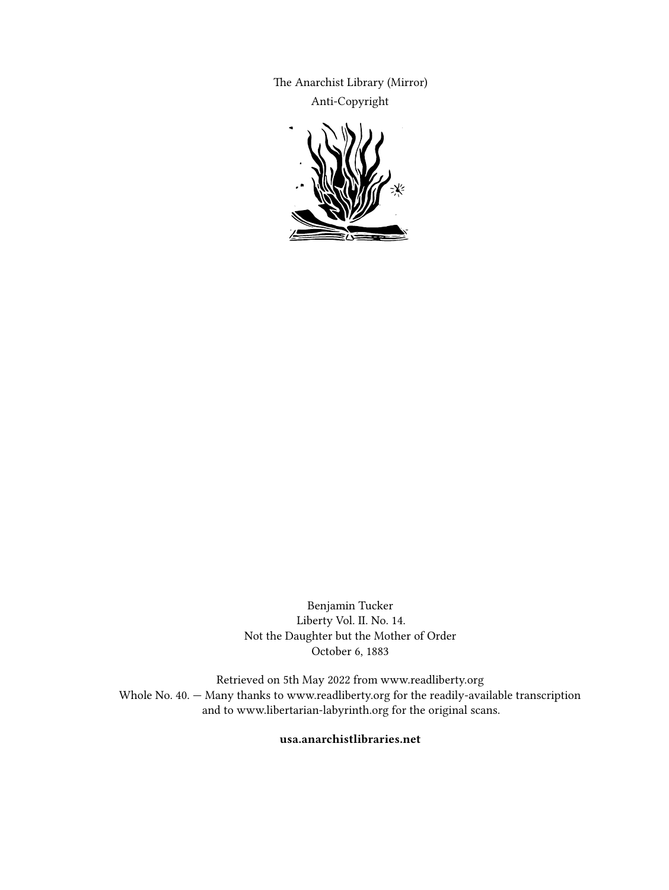The Anarchist Library (Mirror)
Anti-Copyright

Benjamin Tucker
Liberty Vol. II. No. 14.
Not the Daughter but the Mother of Order
October 6, 1883

Retrieved on 5th May 2022 from www.readliberty.org
Whole No. 40. — Many thanks to www.readliberty.org for the readily-available transcription and to www.libertarian-labyrinth.org for the original scans.

**usa.anarchistlibraries.net**